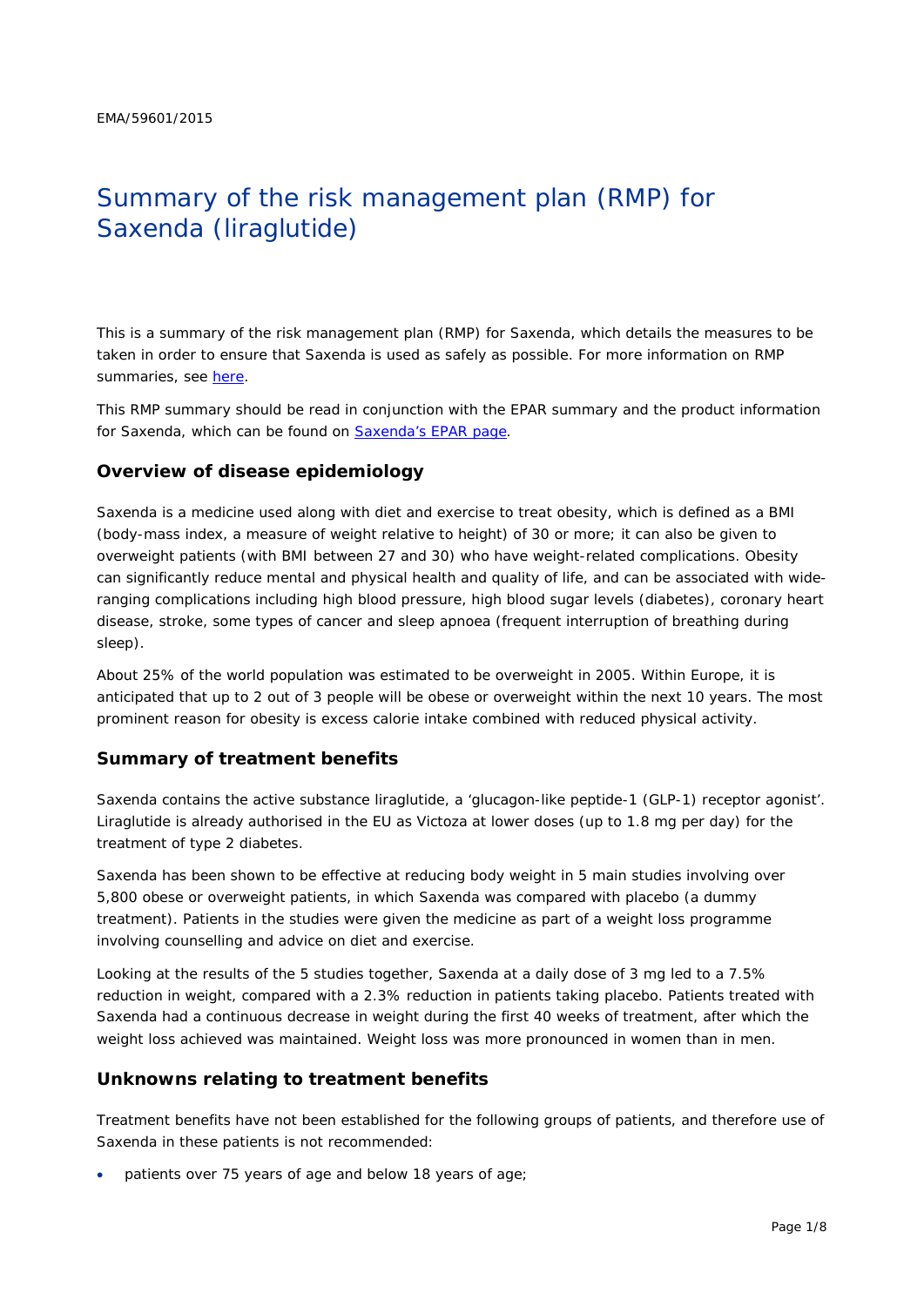EMA/59601/2015

# Summary of the risk management plan (RMP) for Saxenda (liraglutide)

This is a summary of the risk management plan (RMP) for Saxenda, which details the measures to be taken in order to ensure that Saxenda is used as safely as possible. For more information on RMP summaries, see here.

This RMP summary should be read in conjunction with the EPAR summary and the product information for Saxenda, which can be found on Saxenda's EPAR page.

## Overview of disease epidemiology

Saxenda is a medicine used along with diet and exercise to treat obesity, which is defined as a BMI (body-mass index, a measure of weight relative to height) of 30 or more; it can also be given to overweight patients (with BMI between 27 and 30) who have weight-related complications. Obesity can significantly reduce mental and physical health and quality of life, and can be associated with wide-ranging complications including high blood pressure, high blood sugar levels (diabetes), coronary heart disease, stroke, some types of cancer and sleep apnoea (frequent interruption of breathing during sleep).

About 25% of the world population was estimated to be overweight in 2005. Within Europe, it is anticipated that up to 2 out of 3 people will be obese or overweight within the next 10 years. The most prominent reason for obesity is excess calorie intake combined with reduced physical activity.

## Summary of treatment benefits

Saxenda contains the active substance liraglutide, a 'glucagon-like peptide-1 (GLP-1) receptor agonist'. Liraglutide is already authorised in the EU as Victoza at lower doses (up to 1.8 mg per day) for the treatment of type 2 diabetes.

Saxenda has been shown to be effective at reducing body weight in 5 main studies involving over 5,800 obese or overweight patients, in which Saxenda was compared with placebo (a dummy treatment). Patients in the studies were given the medicine as part of a weight loss programme involving counselling and advice on diet and exercise.

Looking at the results of the 5 studies together, Saxenda at a daily dose of 3 mg led to a 7.5% reduction in weight, compared with a 2.3% reduction in patients taking placebo. Patients treated with Saxenda had a continuous decrease in weight during the first 40 weeks of treatment, after which the weight loss achieved was maintained. Weight loss was more pronounced in women than in men.

## Unknowns relating to treatment benefits

Treatment benefits have not been established for the following groups of patients, and therefore use of Saxenda in these patients is not recommended:

- patients over 75 years of age and below 18 years of age;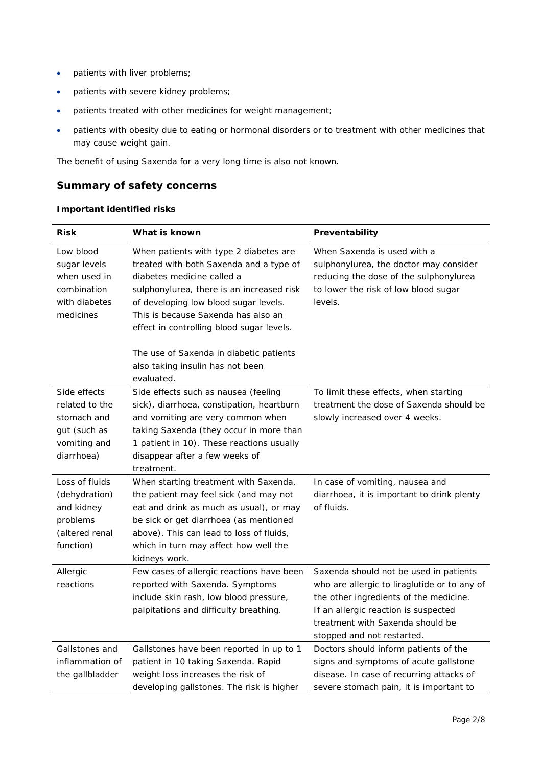- patients with liver problems;
- patients with severe kidney problems;
- patients treated with other medicines for weight management;
- patients with obesity due to eating or hormonal disorders or to treatment with other medicines that may cause weight gain.

The benefit of using Saxenda for a very long time is also not known.

## Summary of safety concerns

### Important identified risks

| Risk | What is known | Preventability |
|---|---|---|
| Low blood sugar levels when used in combination with diabetes medicines | When patients with type 2 diabetes are treated with both Saxenda and a type of diabetes medicine called a sulphonylurea, there is an increased risk of developing low blood sugar levels. This is because Saxenda has also an effect in controlling blood sugar levels.<br><br>The use of Saxenda in diabetic patients also taking insulin has not been evaluated. | When Saxenda is used with a sulphonylurea, the doctor may consider reducing the dose of the sulphonylurea to lower the risk of low blood sugar levels. |
| Side effects related to the stomach and gut (such as vomiting and diarrhoea) | Side effects such as nausea (feeling sick), diarrhoea, constipation, heartburn and vomiting are very common when taking Saxenda (they occur in more than 1 patient in 10). These reactions usually disappear after a few weeks of treatment. | To limit these effects, when starting treatment the dose of Saxenda should be slowly increased over 4 weeks. |
| Loss of fluids (dehydration) and kidney problems (altered renal function) | When starting treatment with Saxenda, the patient may feel sick (and may not eat and drink as much as usual), or may be sick or get diarrhoea (as mentioned above). This can lead to loss of fluids, which in turn may affect how well the kidneys work. | In case of vomiting, nausea and diarrhoea, it is important to drink plenty of fluids. |
| Allergic reactions | Few cases of allergic reactions have been reported with Saxenda. Symptoms include skin rash, low blood pressure, palpitations and difficulty breathing. | Saxenda should not be used in patients who are allergic to liraglutide or to any of the other ingredients of the medicine. If an allergic reaction is suspected treatment with Saxenda should be stopped and not restarted. |
| Gallstones and inflammation of the gallbladder | Gallstones have been reported in up to 1 patient in 10 taking Saxenda. Rapid weight loss increases the risk of developing gallstones. The risk is higher | Doctors should inform patients of the signs and symptoms of acute gallstone disease. In case of recurring attacks of severe stomach pain, it is important to |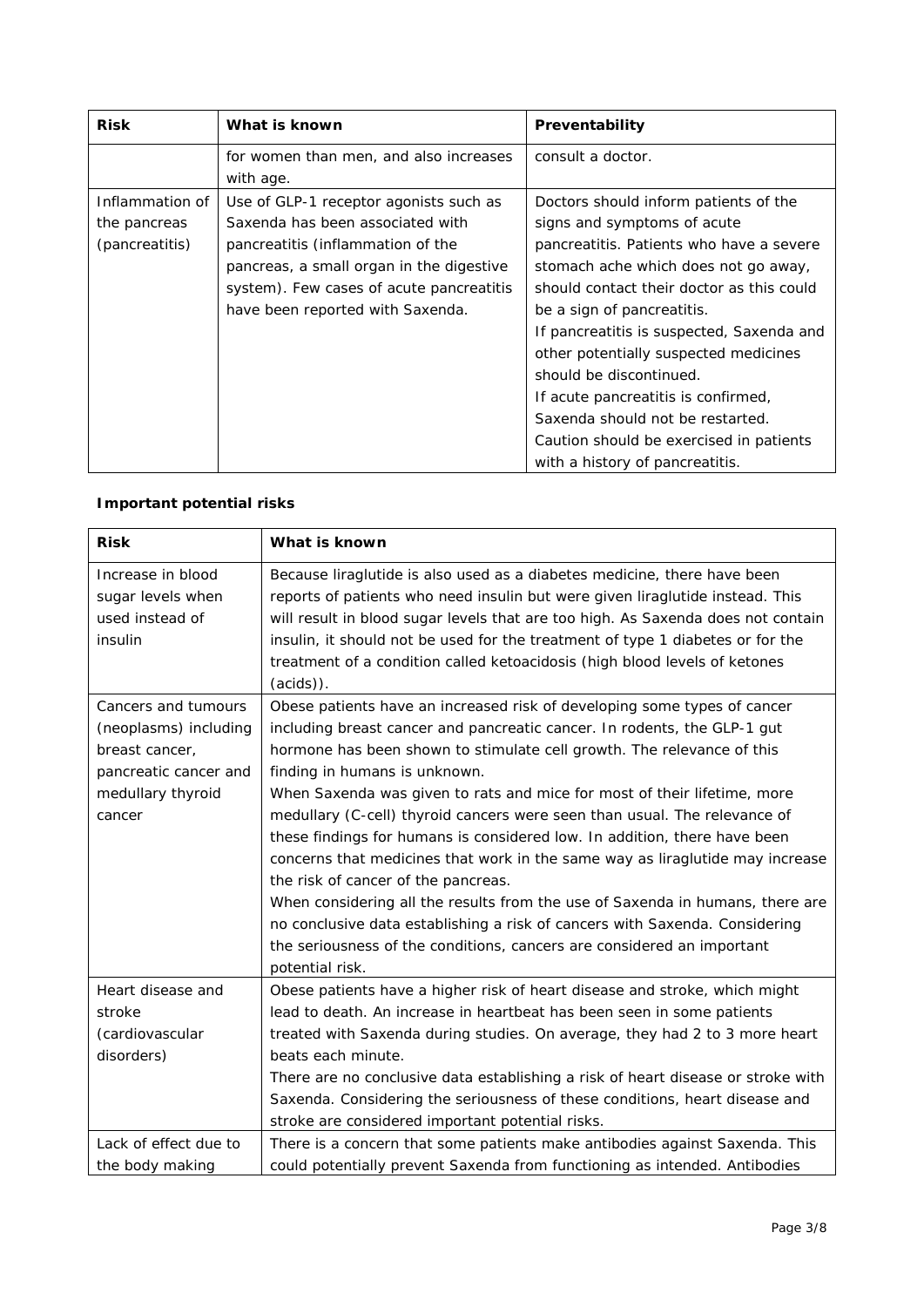| Risk | What is known | Preventability |
|---|---|---|
| | for women than men, and also increases with age. | consult a doctor. |
| Inflammation of the pancreas (pancreatitis) | Use of GLP-1 receptor agonists such as Saxenda has been associated with pancreatitis (inflammation of the pancreas, a small organ in the digestive system). Few cases of acute pancreatitis have been reported with Saxenda. | Doctors should inform patients of the signs and symptoms of acute pancreatitis. Patients who have a severe stomach ache which does not go away, should contact their doctor as this could be a sign of pancreatitis.<br>If pancreatitis is suspected, Saxenda and other potentially suspected medicines should be discontinued.<br>If acute pancreatitis is confirmed, Saxenda should not be restarted.<br>Caution should be exercised in patients with a history of pancreatitis. |

**Important potential risks**

| Risk | What is known |
|---|---|
| Increase in blood sugar levels when used instead of insulin | Because liraglutide is also used as a diabetes medicine, there have been reports of patients who need insulin but were given liraglutide instead. This will result in blood sugar levels that are too high. As Saxenda does not contain insulin, it should not be used for the treatment of type 1 diabetes or for the treatment of a condition called ketoacidosis (high blood levels of ketones (acids)). |
| Cancers and tumours (neoplasms) including breast cancer, pancreatic cancer and medullary thyroid cancer | Obese patients have an increased risk of developing some types of cancer including breast cancer and pancreatic cancer. In rodents, the GLP-1 gut hormone has been shown to stimulate cell growth. The relevance of this finding in humans is unknown.<br>When Saxenda was given to rats and mice for most of their lifetime, more medullary (C-cell) thyroid cancers were seen than usual. The relevance of these findings for humans is considered low. In addition, there have been concerns that medicines that work in the same way as liraglutide may increase the risk of cancer of the pancreas.<br>When considering all the results from the use of Saxenda in humans, there are no conclusive data establishing a risk of cancers with Saxenda. Considering the seriousness of the conditions, cancers are considered an important potential risk. |
| Heart disease and stroke (cardiovascular disorders) | Obese patients have a higher risk of heart disease and stroke, which might lead to death. An increase in heartbeat has been seen in some patients treated with Saxenda during studies. On average, they had 2 to 3 more heart beats each minute.<br>There are no conclusive data establishing a risk of heart disease or stroke with Saxenda. Considering the seriousness of these conditions, heart disease and stroke are considered important potential risks. |
| Lack of effect due to the body making | There is a concern that some patients make antibodies against Saxenda. This could potentially prevent Saxenda from functioning as intended. Antibodies |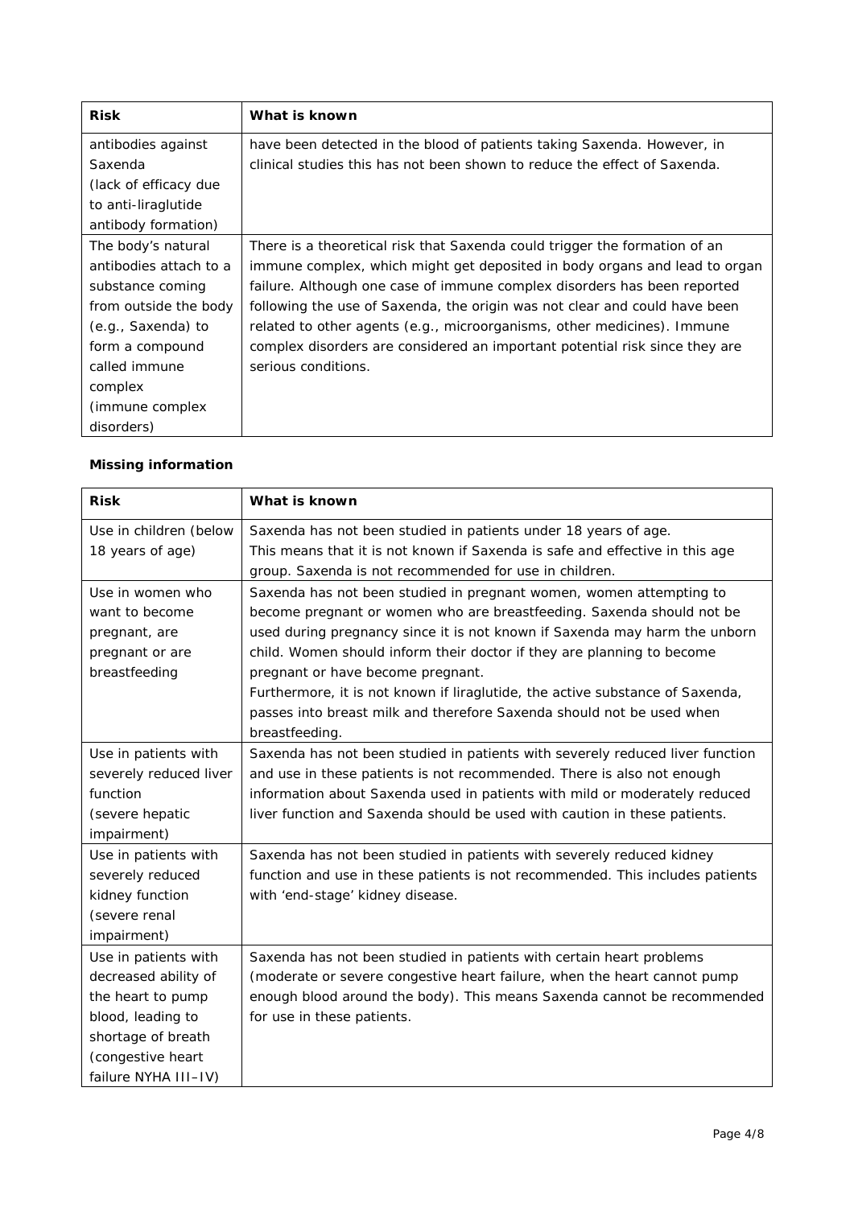| Risk | What is known |
| --- | --- |
| antibodies against Saxenda (lack of efficacy due to anti-liraglutide antibody formation) | have been detected in the blood of patients taking Saxenda. However, in clinical studies this has not been shown to reduce the effect of Saxenda. |
| The body's natural antibodies attach to a substance coming from outside the body (e.g., Saxenda) to form a compound called immune complex (immune complex disorders) | There is a theoretical risk that Saxenda could trigger the formation of an immune complex, which might get deposited in body organs and lead to organ failure. Although one case of immune complex disorders has been reported following the use of Saxenda, the origin was not clear and could have been related to other agents (e.g., microorganisms, other medicines). Immune complex disorders are considered an important potential risk since they are serious conditions. |

**Missing information**

| Risk | What is known |
| --- | --- |
| Use in children (below 18 years of age) | Saxenda has not been studied in patients under 18 years of age. This means that it is not known if Saxenda is safe and effective in this age group. Saxenda is not recommended for use in children. |
| Use in women who want to become pregnant, are pregnant or are breastfeeding | Saxenda has not been studied in pregnant women, women attempting to become pregnant or women who are breastfeeding. Saxenda should not be used during pregnancy since it is not known if Saxenda may harm the unborn child. Women should inform their doctor if they are planning to become pregnant or have become pregnant.<br>Furthermore, it is not known if liraglutide, the active substance of Saxenda, passes into breast milk and therefore Saxenda should not be used when breastfeeding. |
| Use in patients with severely reduced liver function (severe hepatic impairment) | Saxenda has not been studied in patients with severely reduced liver function and use in these patients is not recommended. There is also not enough information about Saxenda used in patients with mild or moderately reduced liver function and Saxenda should be used with caution in these patients. |
| Use in patients with severely reduced kidney function (severe renal impairment) | Saxenda has not been studied in patients with severely reduced kidney function and use in these patients is not recommended. This includes patients with 'end-stage' kidney disease. |
| Use in patients with decreased ability of the heart to pump blood, leading to shortage of breath (congestive heart failure NYHA III–IV) | Saxenda has not been studied in patients with certain heart problems (moderate or severe congestive heart failure, when the heart cannot pump enough blood around the body). This means Saxenda cannot be recommended for use in these patients. |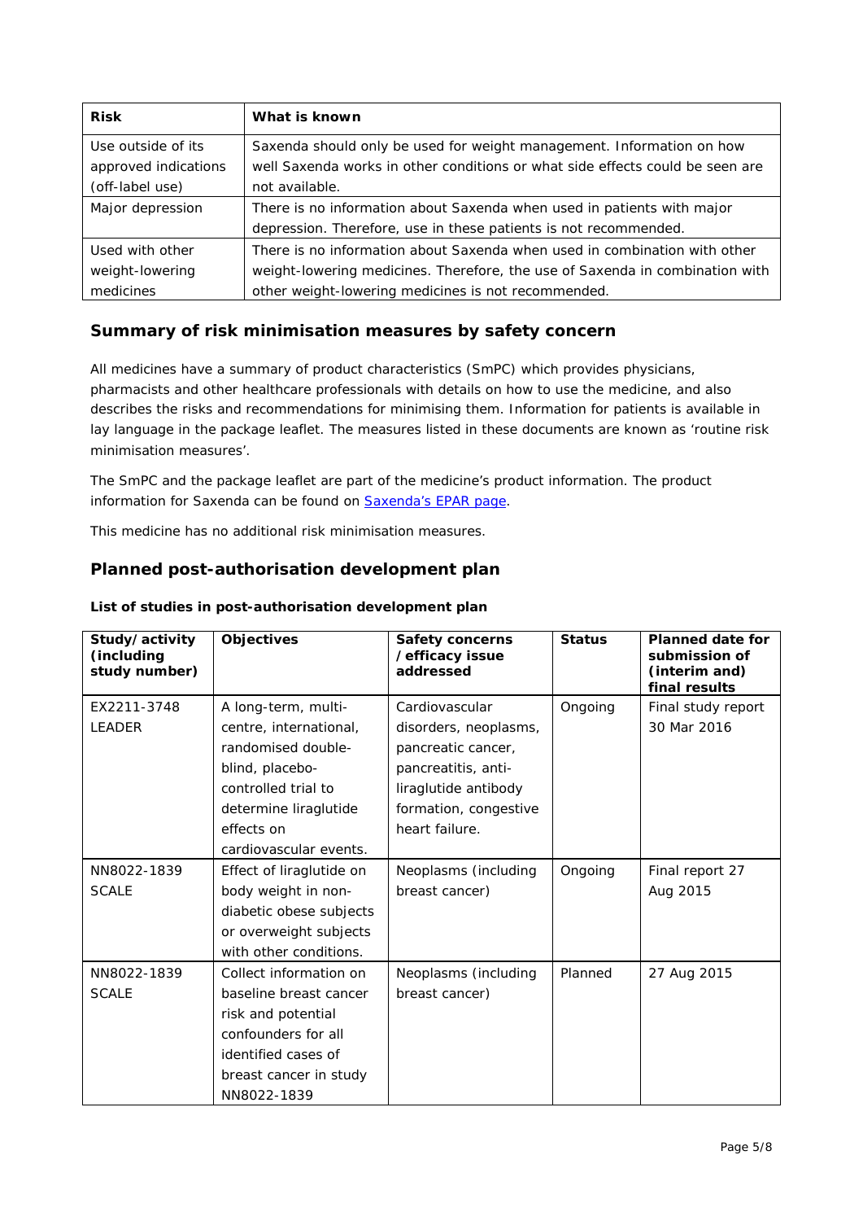| Risk | What is known |
| --- | --- |
| Use outside of its approved indications (off-label use) | Saxenda should only be used for weight management. Information on how well Saxenda works in other conditions or what side effects could be seen are not available. |
| Major depression | There is no information about Saxenda when used in patients with major depression. Therefore, use in these patients is not recommended. |
| Used with other weight-lowering medicines | There is no information about Saxenda when used in combination with other weight-lowering medicines. Therefore, the use of Saxenda in combination with other weight-lowering medicines is not recommended. |

## Summary of risk minimisation measures by safety concern

All medicines have a summary of product characteristics (SmPC) which provides physicians, pharmacists and other healthcare professionals with details on how to use the medicine, and also describes the risks and recommendations for minimising them. Information for patients is available in lay language in the package leaflet. The measures listed in these documents are known as 'routine risk minimisation measures'.

The SmPC and the package leaflet are part of the medicine's product information. The product information for Saxenda can be found on Saxenda's EPAR page.

This medicine has no additional risk minimisation measures.

## Planned post-authorisation development plan

**List of studies in post-authorisation development plan**

| Study/activity (including study number) | Objectives | Safety concerns /efficacy issue addressed | Status | Planned date for submission of (interim and) final results |
| --- | --- | --- | --- | --- |
| EX2211-3748 LEADER | A long-term, multi-centre, international, randomised double-blind, placebo-controlled trial to determine liraglutide effects on cardiovascular events. | Cardiovascular disorders, neoplasms, pancreatic cancer, pancreatitis, anti-liraglutide antibody formation, congestive heart failure. | Ongoing | Final study report 30 Mar 2016 |
| NN8022-1839 SCALE | Effect of liraglutide on body weight in non-diabetic obese subjects or overweight subjects with other conditions. | Neoplasms (including breast cancer) | Ongoing | Final report 27 Aug 2015 |
| NN8022-1839 SCALE | Collect information on baseline breast cancer risk and potential confounders for all identified cases of breast cancer in study NN8022-1839 | Neoplasms (including breast cancer) | Planned | 27 Aug 2015 |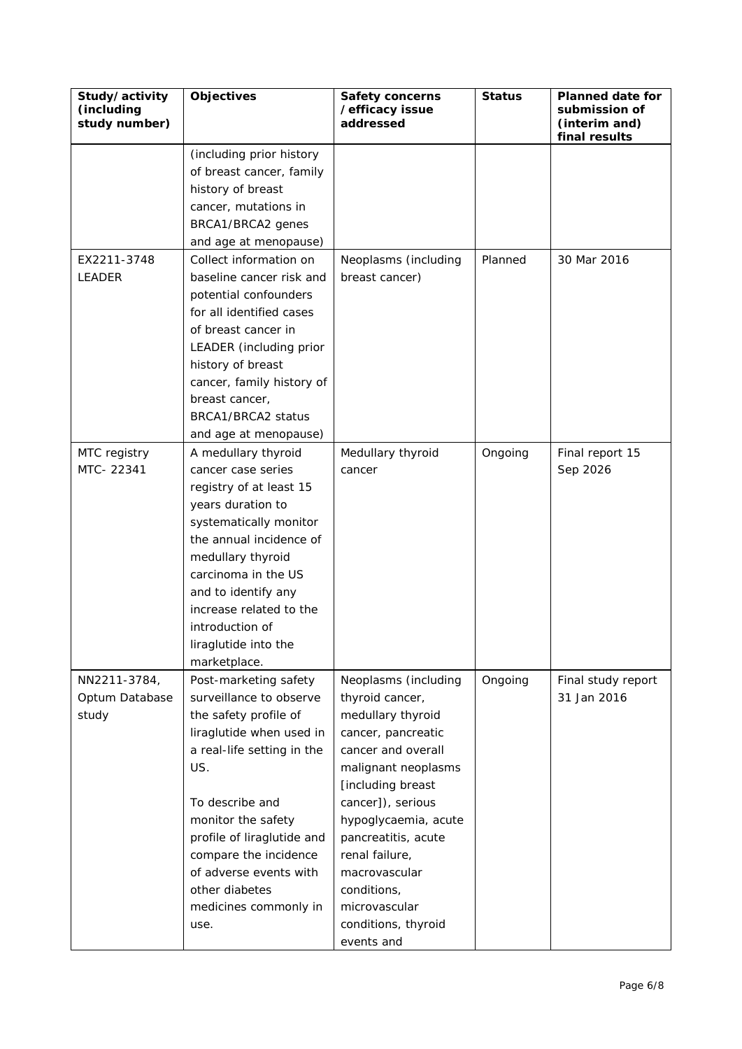| Study/activity (including study number) | Objectives | Safety concerns /efficacy issue addressed | Status | Planned date for submission of (interim and) final results |
|---|---|---|---|---|
| | (including prior history of breast cancer, family history of breast cancer, mutations in BRCA1/BRCA2 genes and age at menopause) | | | |
| EX2211-3748 LEADER | Collect information on baseline cancer risk and potential confounders for all identified cases of breast cancer in LEADER (including prior history of breast cancer, family history of breast cancer, BRCA1/BRCA2 status and age at menopause) | Neoplasms (including breast cancer) | Planned | 30 Mar 2016 |
| MTC registry MTC- 22341 | A medullary thyroid cancer case series registry of at least 15 years duration to systematically monitor the annual incidence of medullary thyroid carcinoma in the US and to identify any increase related to the introduction of liraglutide into the marketplace. | Medullary thyroid cancer | Ongoing | Final report 15 Sep 2026 |
| NN2211-3784, Optum Database study | Post-marketing safety surveillance to observe the safety profile of liraglutide when used in a real-life setting in the US.<br><br>To describe and monitor the safety profile of liraglutide and compare the incidence of adverse events with other diabetes medicines commonly in use. | Neoplasms (including thyroid cancer, medullary thyroid cancer, pancreatic cancer and overall malignant neoplasms [including breast cancer]), serious hypoglycaemia, acute pancreatitis, acute renal failure, macrovascular conditions, microvascular conditions, thyroid events and | Ongoing | Final study report 31 Jan 2016 |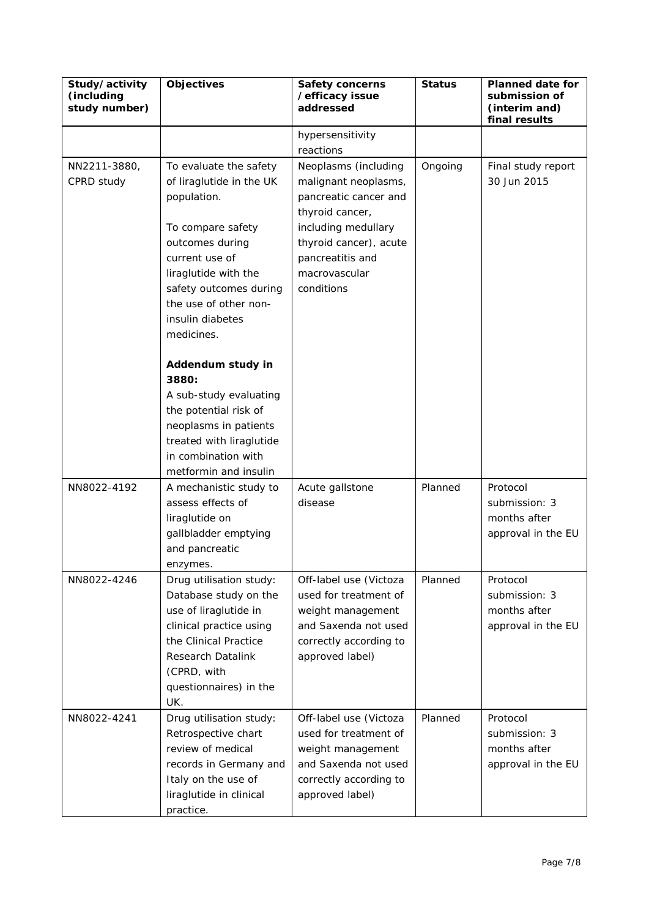| Study/activity (including study number) | Objectives | Safety concerns /efficacy issue addressed | Status | Planned date for submission of (interim and) final results |
|---|---|---|---|---|
| | | hypersensitivity reactions | | |
| NN2211-3880, CPRD study | To evaluate the safety of liraglutide in the UK population.<br><br>To compare safety outcomes during current use of liraglutide with the safety outcomes during the use of other non-insulin diabetes medicines.<br><br>**Addendum study in 3880:**<br>A sub-study evaluating the potential risk of neoplasms in patients treated with liraglutide in combination with metformin and insulin | Neoplasms (including malignant neoplasms, pancreatic cancer and thyroid cancer, including medullary thyroid cancer), acute pancreatitis and macrovascular conditions | Ongoing | Final study report 30 Jun 2015 |
| NN8022-4192 | A mechanistic study to assess effects of liraglutide on gallbladder emptying and pancreatic enzymes. | Acute gallstone disease | Planned | Protocol submission: 3 months after approval in the EU |
| NN8022-4246 | Drug utilisation study: Database study on the use of liraglutide in clinical practice using the Clinical Practice Research Datalink (CPRD, with questionnaires) in the UK. | Off-label use (Victoza used for treatment of weight management and Saxenda not used correctly according to approved label) | Planned | Protocol submission: 3 months after approval in the EU |
| NN8022-4241 | Drug utilisation study: Retrospective chart review of medical records in Germany and Italy on the use of liraglutide in clinical practice. | Off-label use (Victoza used for treatment of weight management and Saxenda not used correctly according to approved label) | Planned | Protocol submission: 3 months after approval in the EU |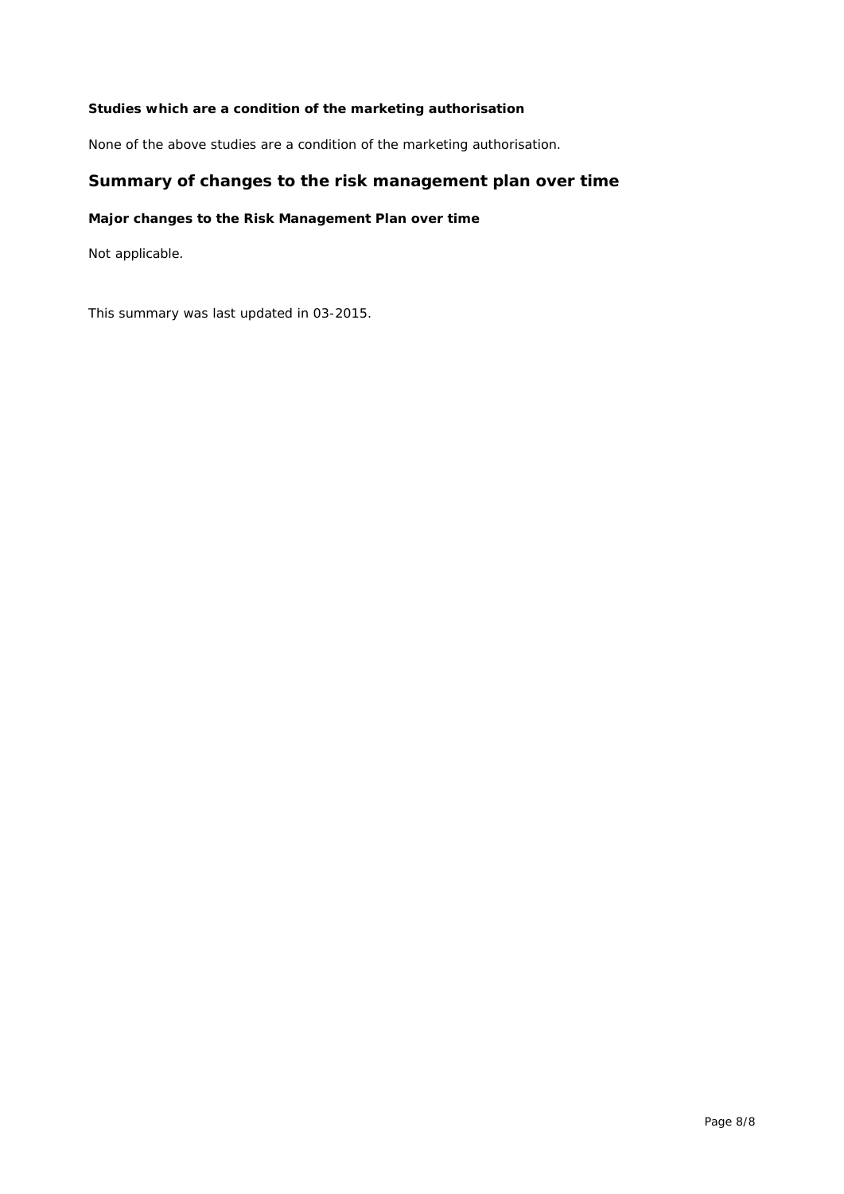### Studies which are a condition of the marketing authorisation

None of the above studies are a condition of the marketing authorisation.

## Summary of changes to the risk management plan over time

### Major changes to the Risk Management Plan over time

Not applicable.

This summary was last updated in 03-2015.